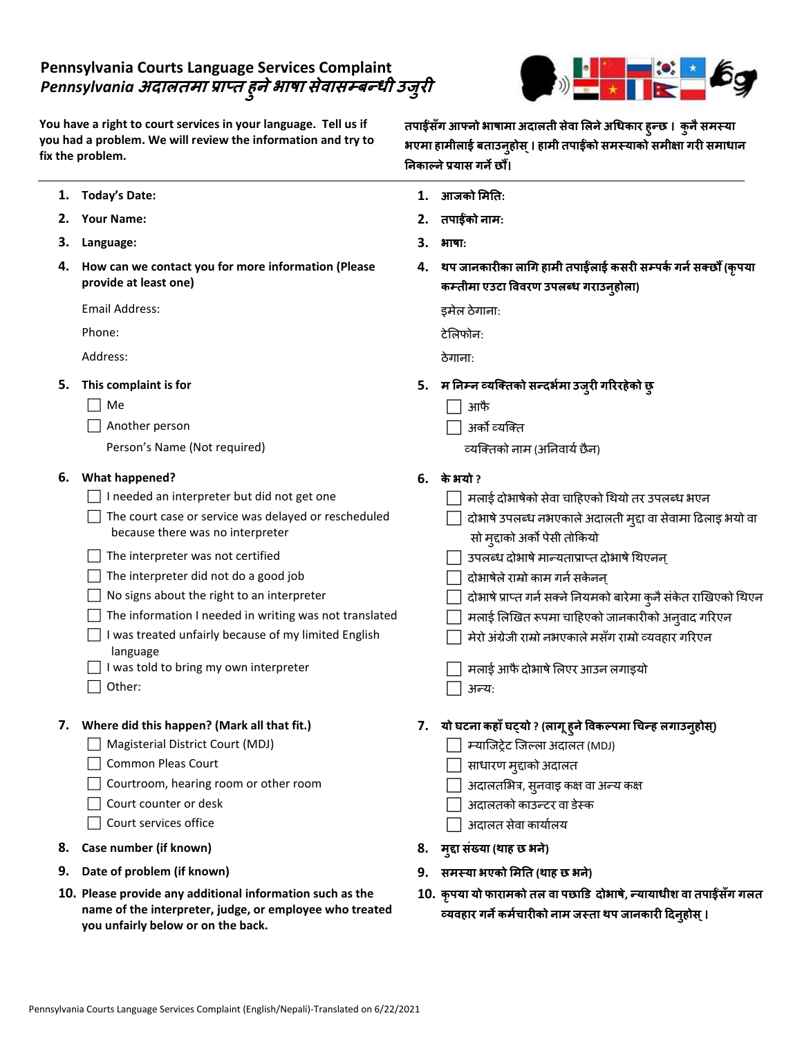# Pennsylvania Courts Language Services Complaint
# *Pennsylvania अदालतमा प्राप्त हुने भाषा सेवासम्बन्धी उजुरी*

**You have a right to court services in your language. Tell us if you had a problem. We will review the information and try to fix the problem.**

**तपाईंसँग आफ्नो भाषामा अदालती सेवा लिने अधिकार हुन्छ। कुनै समस्या भएमा हामीलाई बताउनुहोस्। हामी तपाईंको समस्याको समीक्षा गरी समाधान निकाल्ने प्रयास गर्ने छौं।**

---

1. **Today's Date:**
2. **Your Name:**
3. **Language:**
4. **How can we contact you for more information (Please provide at least one)**

   Email Address:

   Phone:

   Address:

5. **This complaint is for**
   - ☐ Me
   - ☐ Another person

     Person's Name (Not required)

6. **What happened?**
   - ☐ I needed an interpreter but did not get one
   - ☐ The court case or service was delayed or rescheduled because there was no interpreter
   - ☐ The interpreter was not certified
   - ☐ The interpreter did not do a good job
   - ☐ No signs about the right to an interpreter
   - ☐ The information I needed in writing was not translated
   - ☐ I was treated unfairly because of my limited English language
   - ☐ I was told to bring my own interpreter
   - ☐ Other:

7. **Where did this happen? (Mark all that fit.)**
   - ☐ Magisterial District Court (MDJ)
   - ☐ Common Pleas Court
   - ☐ Courtroom, hearing room or other room
   - ☐ Court counter or desk
   - ☐ Court services office

8. **Case number (if known)**
9. **Date of problem (if known)**
10. **Please provide any additional information such as the name of the interpreter, judge, or employee who treated you unfairly below or on the back.**

---

1. **आजको मिति:**
2. **तपाईंको नाम:**
3. **भाषा:**
4. **थप जानकारीका लागि हामी तपाईंलाई कसरी सम्पर्क गर्न सक्छौं (कृपया कम्तीमा एउटा विवरण उपलब्ध गराउनुहोला)**

   इमेल ठेगाना:

   टेलिफोन:

   ठेगाना:

5. **म निम्न व्यक्तिको सन्दर्भमा उजुरी गरिरहेको छु**
   - ☐ आफै
   - ☐ अर्को व्यक्ति

     व्यक्तिको नाम (अनिवार्य छैन)

6. **के भयो ?**
   - ☐ मलाई दोभाषेको सेवा चाहिएको थियो तर उपलब्ध भएन
   - ☐ दोभाषे उपलब्ध नभएकाले अदालती मुद्दा वा सेवामा ढिलाइ भयो वा सो मुद्दाको अर्को पेसी तोकियो
   - ☐ उपलब्ध दोभाषे मान्यताप्राप्त दोभाषे थिएनन्
   - ☐ दोभाषेले राम्रो काम गर्न सकेनन्
   - ☐ दोभाषे प्राप्त गर्न सक्ने नियमको बारेमा कुनै संकेत राखिएको थिएन
   - ☐ मलाई लिखित रूपमा चाहिएको जानकारीको अनुवाद गरिएन
   - ☐ मेरो अंग्रेजी राम्रो नभएकाले मसँग राम्रो व्यवहार गरिएन
   - ☐ मलाई आफै दोभाषे लिएर आउन लगाइयो
   - ☐ अन्य:

7. **यो घटना कहाँ घट्यो ? (लागू हुने विकल्पमा चिन्ह लगाउनुहोस्)**
   - ☐ म्याजिष्ट्रेट जिल्ला अदालत (MDJ)
   - ☐ साधारण मुद्दाको अदालत
   - ☐ अदालतभित्र, सुनवाइ कक्ष वा अन्य कक्ष
   - ☐ अदालतको काउन्टर वा डेस्क
   - ☐ अदालत सेवा कार्यालय

8. **मुद्दा संख्या (थाह छ भने)**
9. **समस्या भएको मिति (थाह छ भने)**
10. **कृपया यो फारामको तल वा पछाडि दोभाषे, न्यायाधीश वा तपाईंसँग गलत व्यवहार गर्ने कर्मचारीको नाम जस्ता थप जानकारी दिनुहोस्।**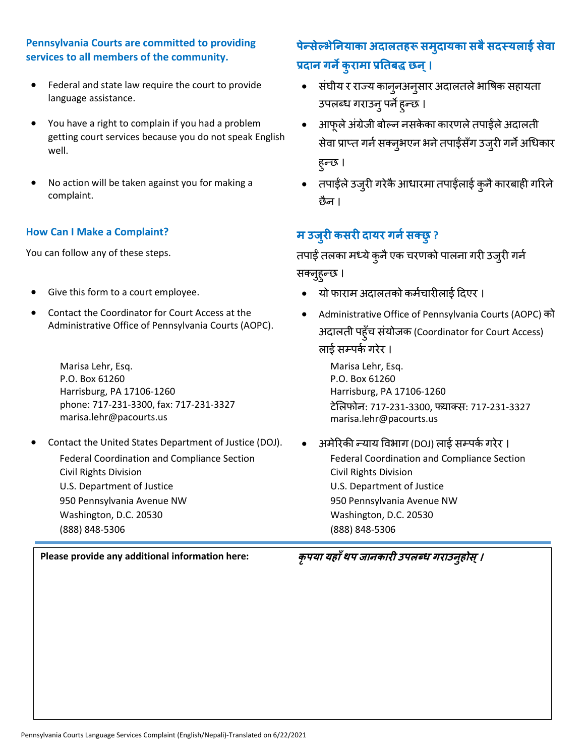### Pennsylvania Courts are committed to providing services to all members of the community.

- Federal and state law require the court to provide language assistance.
- You have a right to complain if you had a problem getting court services because you do not speak English well.
- No action will be taken against you for making a complaint.

### How Can I Make a Complaint?

You can follow any of these steps.

- Give this form to a court employee.
- Contact the Coordinator for Court Access at the Administrative Office of Pennsylvania Courts (AOPC).

  Marisa Lehr, Esq.
  P.O. Box 61260
  Harrisburg, PA 17106-1260
  phone: 717-231-3300, fax: 717-231-3327
  marisa.lehr@pacourts.us

- Contact the United States Department of Justice (DOJ).

  Federal Coordination and Compliance Section
  Civil Rights Division
  U.S. Department of Justice
  950 Pennsylvania Avenue NW
  Washington, D.C. 20530
  (888) 848-5306

### पेन्सेल्भेनियाका अदालतहरू समुदायका सबै सदस्यलाई सेवा प्रदान गर्ने कुरामा प्रतिबद्ध छन् ।

- संघीय र राज्य कानुनअनुसार अदालतले भाषिक सहायता उपलब्ध गराउनु पर्ने हुन्छ ।
- आफूले अंग्रेजी बोल्न नसकेका कारणले तपाईंले अदालती सेवा प्राप्त गर्न सक्नुभएन भने तपाईंसँग उजुरी गर्ने अधिकार हुन्छ ।
- तपाईंले उजुरी गरेकै आधारमा तपाईंलाई कुनै कारबाही गरिने छैन ।

### म उजुरी कसरी दायर गर्न सक्छु ?

तपाईं तलका मध्ये कुनै एक चरणको पालना गरी उजुरी गर्न सक्नुहुन्छ ।

- यो फाराम अदालतको कर्मचारीलाई दिएर ।
- Administrative Office of Pennsylvania Courts (AOPC) को अदालती पहुँच संयोजक (Coordinator for Court Access) लाई सम्पर्क गरेर ।

  Marisa Lehr, Esq.
  P.O. Box 61260
  Harrisburg, PA 17106-1260
  टेलिफोन: 717-231-3300, फ्याक्स: 717-231-3327
  marisa.lehr@pacourts.us

- अमेरिकी न्याय विभाग (DOJ) लाई सम्पर्क गरेर ।

  Federal Coordination and Compliance Section
  Civil Rights Division
  U.S. Department of Justice
  950 Pennsylvania Avenue NW
  Washington, D.C. 20530
  (888) 848-5306

**Please provide any additional information here:** ***कृपया यहाँ थप जानकारी उपलब्ध गराउनुहोस् ।***

Pennsylvania Courts Language Services Complaint (English/Nepali)-Translated on 6/22/2021